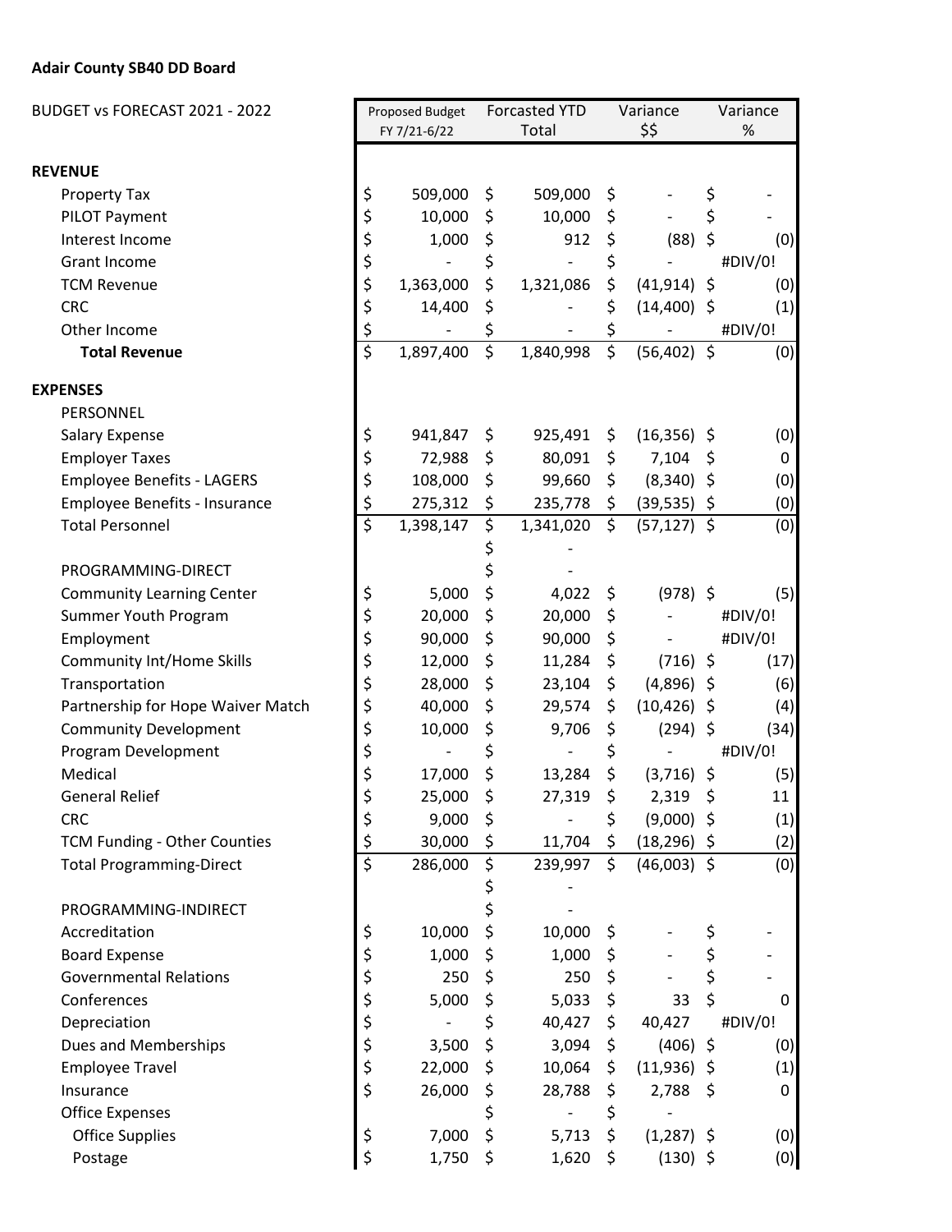**Adair County SB40 DD Board**

| BUDGET vs FORECAST 2021 - 2022 | Proposed Budget FY 7/21-6/22 | Forcasted YTD Total | Variance $$ | Variance % |
|---|---|---|---|---|
| **REVENUE** | | | | |
| Property Tax | $ 509,000 | $ 509,000 | $ - | $ - |
| PILOT Payment | $ 10,000 | $ 10,000 | $ - | $ - |
| Interest Income | $ 1,000 | $ 912 | $ (88) | $ (0) |
| Grant Income | $ - | $ - | $ - | #DIV/0! |
| TCM Revenue | $ 1,363,000 | $ 1,321,086 | $ (41,914) | $ (0) |
| CRC | $ 14,400 | $ - | $ (14,400) | $ (1) |
| Other Income | $ - | $ - | $ - | #DIV/0! |
| **Total Revenue** | $ 1,897,400 | $ 1,840,998 | $ (56,402) | $ (0) |
| **EXPENSES** | | | | |
| PERSONNEL | | | | |
| Salary Expense | $ 941,847 | $ 925,491 | $ (16,356) | $ (0) |
| Employer Taxes | $ 72,988 | $ 80,091 | $ 7,104 | $ 0 |
| Employee Benefits - LAGERS | $ 108,000 | $ 99,660 | $ (8,340) | $ (0) |
| Employee Benefits - Insurance | $ 275,312 | $ 235,778 | $ (39,535) | $ (0) |
| Total Personnel | $ 1,398,147 | $ 1,341,020 | $ (57,127) | $ (0) |
| | | $ - | | |
| PROGRAMMING-DIRECT | | $ - | | |
| Community Learning Center | $ 5,000 | $ 4,022 | $ (978) | $ (5) |
| Summer Youth Program | $ 20,000 | $ 20,000 | $ - | #DIV/0! |
| Employment | $ 90,000 | $ 90,000 | $ - | #DIV/0! |
| Community Int/Home Skills | $ 12,000 | $ 11,284 | $ (716) | $ (17) |
| Transportation | $ 28,000 | $ 23,104 | $ (4,896) | $ (6) |
| Partnership for Hope Waiver Match | $ 40,000 | $ 29,574 | $ (10,426) | $ (4) |
| Community Development | $ 10,000 | $ 9,706 | $ (294) | $ (34) |
| Program Development | $ - | $ - | $ - | #DIV/0! |
| Medical | $ 17,000 | $ 13,284 | $ (3,716) | $ (5) |
| General Relief | $ 25,000 | $ 27,319 | $ 2,319 | $ 11 |
| CRC | $ 9,000 | $ - | $ (9,000) | $ (1) |
| TCM Funding - Other Counties | $ 30,000 | $ 11,704 | $ (18,296) | $ (2) |
| Total Programming-Direct | $ 286,000 | $ 239,997 | $ (46,003) | $ (0) |
| | | $ - | | |
| PROGRAMMING-INDIRECT | | $ - | | |
| Accreditation | $ 10,000 | $ 10,000 | $ - | $ - |
| Board Expense | $ 1,000 | $ 1,000 | $ - | $ - |
| Governmental Relations | $ 250 | $ 250 | $ - | $ - |
| Conferences | $ 5,000 | $ 5,033 | $ 33 | $ 0 |
| Depreciation | $ - | $ 40,427 | $ 40,427 | #DIV/0! |
| Dues and Memberships | $ 3,500 | $ 3,094 | $ (406) | $ (0) |
| Employee Travel | $ 22,000 | $ 10,064 | $ (11,936) | $ (1) |
| Insurance | $ 26,000 | $ 28,788 | $ 2,788 | $ 0 |
| Office Expenses | | $ - | $ - | |
| Office Supplies | $ 7,000 | $ 5,713 | $ (1,287) | $ (0) |
| Postage | $ 1,750 | $ 1,620 | $ (130) | $ (0) |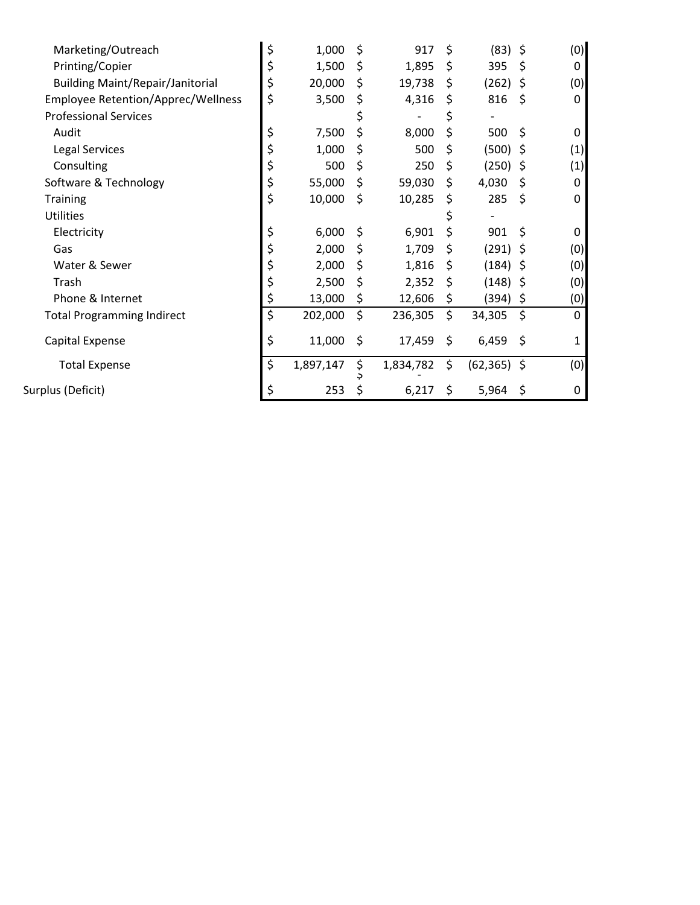| | | | | |
|---|---|---|---|---|
| Marketing/Outreach | $ 1,000 | $ 917 | $ (83) | $ (0) |
| Printing/Copier | $ 1,500 | $ 1,895 | $ 395 | $ 0 |
| Building Maint/Repair/Janitorial | $ 20,000 | $ 19,738 | $ (262) | $ (0) |
| Employee Retention/Apprec/Wellness | $ 3,500 | $ 4,316 | $ 816 | $ 0 |
| Professional Services | | $ - | $ - | |
| Audit | $ 7,500 | $ 8,000 | $ 500 | $ 0 |
| Legal Services | $ 1,000 | $ 500 | $ (500) | $ (1) |
| Consulting | $ 500 | $ 250 | $ (250) | $ (1) |
| Software & Technology | $ 55,000 | $ 59,030 | $ 4,030 | $ 0 |
| Training | $ 10,000 | $ 10,285 | $ 285 | $ 0 |
| Utilities | | | $ - | |
| Electricity | $ 6,000 | $ 6,901 | $ 901 | $ 0 |
| Gas | $ 2,000 | $ 1,709 | $ (291) | $ (0) |
| Water & Sewer | $ 2,000 | $ 1,816 | $ (184) | $ (0) |
| Trash | $ 2,500 | $ 2,352 | $ (148) | $ (0) |
| Phone & Internet | $ 13,000 | $ 12,606 | $ (394) | $ (0) |
| Total Programming Indirect | $ 202,000 | $ 236,305 | $ 34,305 | $ 0 |
| Capital Expense | $ 11,000 | $ 17,459 | $ 6,459 | $ 1 |
| Total Expense | $ 1,897,147 | $ 1,834,782 | $ (62,365) | $ (0) |
| Surplus (Deficit) | $ 253 | $ 6,217 | $ 5,964 | $ 0 |